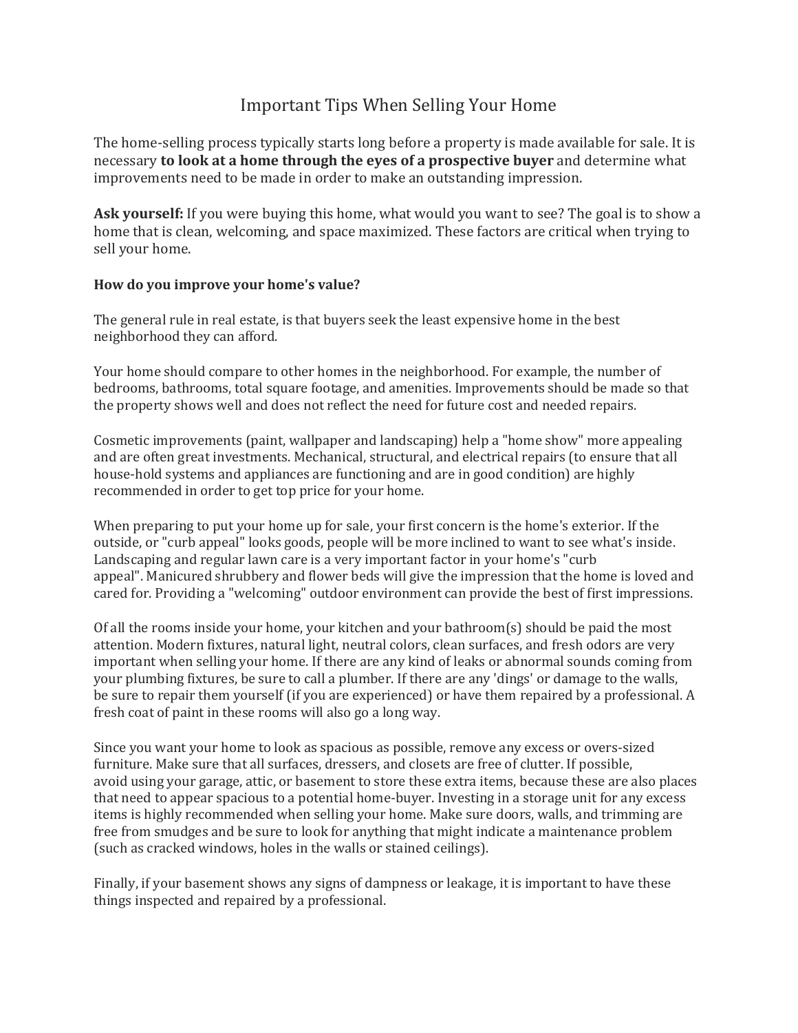# Important Tips When Selling Your Home

The home-selling process typically starts long before a property is made available for sale. It is necessary **to look at a home through the eyes of a prospective buyer** and determine what improvements need to be made in order to make an outstanding impression.

**Ask yourself:** If you were buying this home, what would you want to see? The goal is to show a home that is clean, welcoming, and space maximized. These factors are critical when trying to sell your home.

**How do you improve your home's value?**

The general rule in real estate, is that buyers seek the least expensive home in the best neighborhood they can afford.

Your home should compare to other homes in the neighborhood. For example, the number of bedrooms, bathrooms, total square footage, and amenities. Improvements should be made so that the property shows well and does not reflect the need for future cost and needed repairs.

Cosmetic improvements (paint, wallpaper and landscaping) help a "home show" more appealing and are often great investments. Mechanical, structural, and electrical repairs (to ensure that all house-hold systems and appliances are functioning and are in good condition) are highly recommended in order to get top price for your home.

When preparing to put your home up for sale, your first concern is the home's exterior. If the outside, or "curb appeal" looks goods, people will be more inclined to want to see what's inside. Landscaping and regular lawn care is a very important factor in your home's "curb appeal". Manicured shrubbery and flower beds will give the impression that the home is loved and cared for. Providing a "welcoming" outdoor environment can provide the best of first impressions.

Of all the rooms inside your home, your kitchen and your bathroom(s) should be paid the most attention. Modern fixtures, natural light, neutral colors, clean surfaces, and fresh odors are very important when selling your home. If there are any kind of leaks or abnormal sounds coming from your plumbing fixtures, be sure to call a plumber. If there are any 'dings' or damage to the walls, be sure to repair them yourself (if you are experienced) or have them repaired by a professional. A fresh coat of paint in these rooms will also go a long way.

Since you want your home to look as spacious as possible, remove any excess or overs-sized furniture. Make sure that all surfaces, dressers, and closets are free of clutter. If possible, avoid using your garage, attic, or basement to store these extra items, because these are also places that need to appear spacious to a potential home-buyer. Investing in a storage unit for any excess items is highly recommended when selling your home. Make sure doors, walls, and trimming are free from smudges and be sure to look for anything that might indicate a maintenance problem (such as cracked windows, holes in the walls or stained ceilings).

Finally, if your basement shows any signs of dampness or leakage, it is important to have these things inspected and repaired by a professional.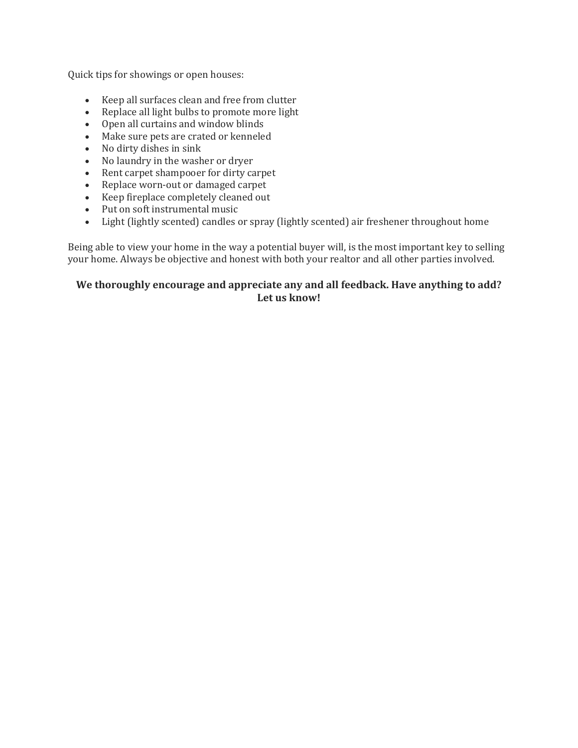Quick tips for showings or open houses:

- Keep all surfaces clean and free from clutter
- Replace all light bulbs to promote more light
- Open all curtains and window blinds
- Make sure pets are crated or kenneled
- No dirty dishes in sink
- No laundry in the washer or dryer
- Rent carpet shampooer for dirty carpet
- Replace worn-out or damaged carpet
- Keep fireplace completely cleaned out
- Put on soft instrumental music
- Light (lightly scented) candles or spray (lightly scented) air freshener throughout home

Being able to view your home in the way a potential buyer will, is the most important key to selling your home. Always be objective and honest with both your realtor and all other parties involved.

**We thoroughly encourage and appreciate any and all feedback. Have anything to add? Let us know!**